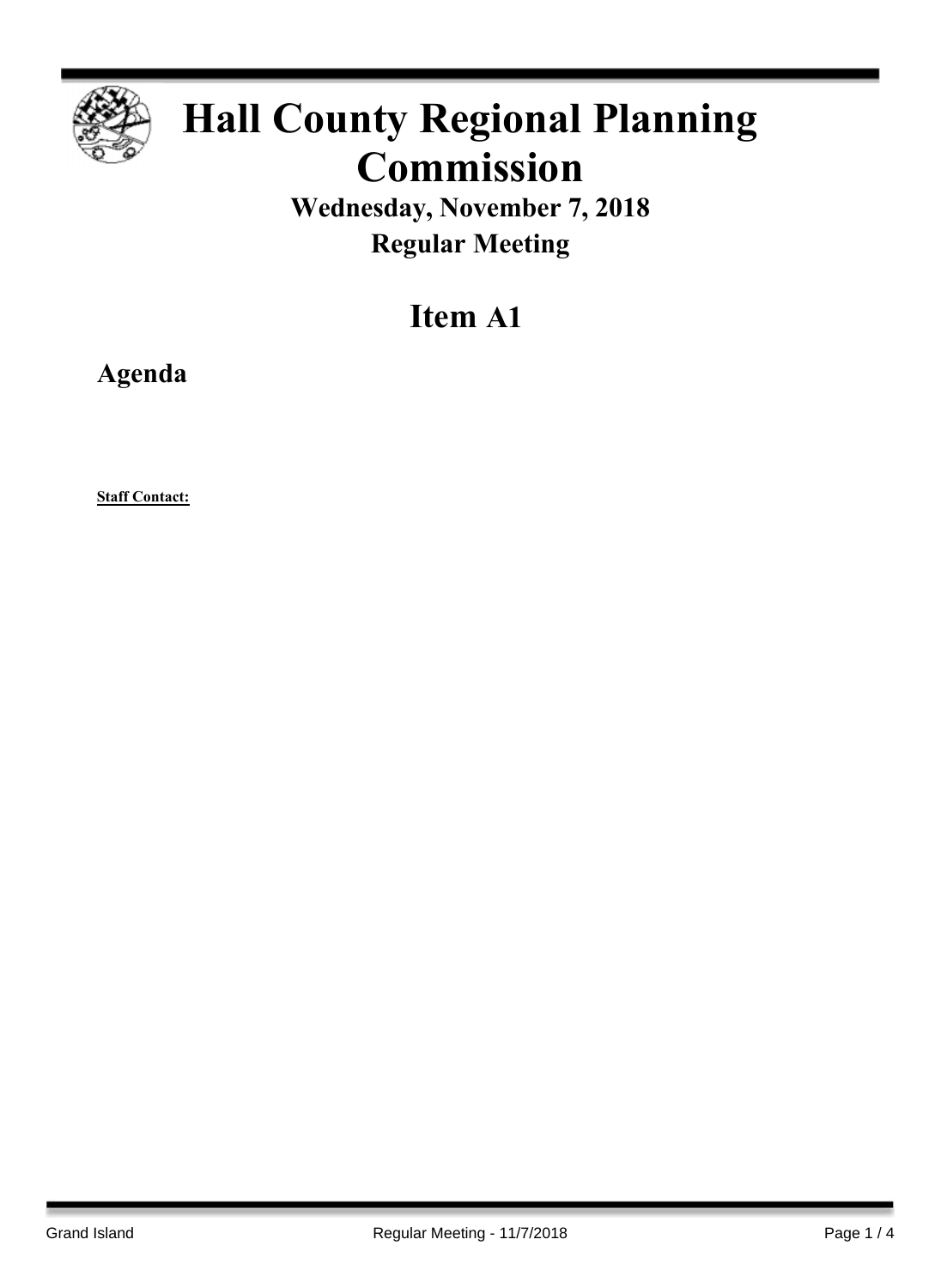# Hall County Regional Planning Commission

**Wednesday, November 7, 2018**

**Regular Meeting**

## Item A1

### Agenda

**Staff Contact:**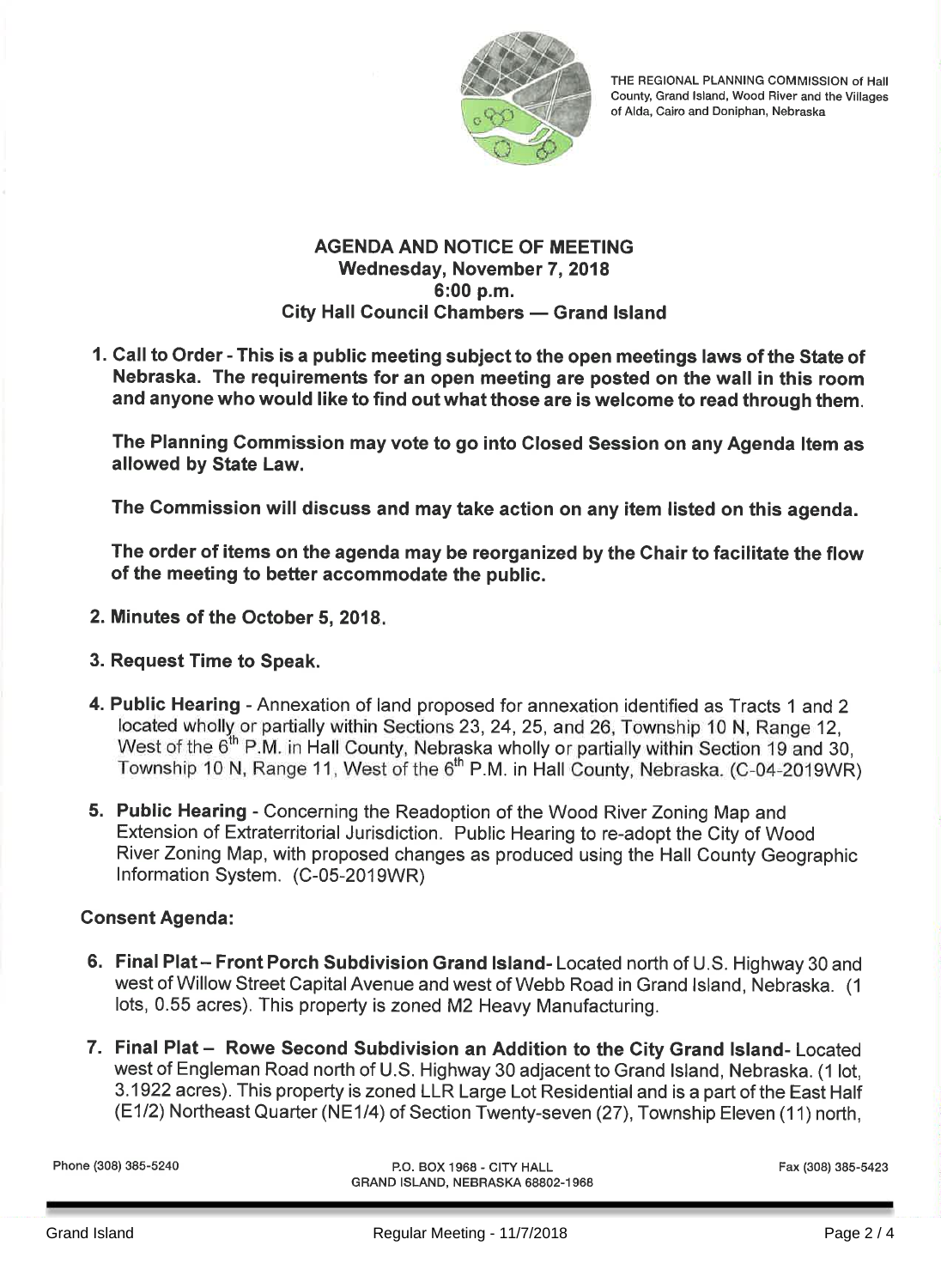THE REGIONAL PLANNING COMMISSION of Hall County, Grand Island, Wood River and the Villages of Alda, Cairo and Doniphan, Nebraska

## AGENDA AND NOTICE OF MEETING

**Wednesday, November 7, 2018**
**6:00 p.m.**
**City Hall Council Chambers — Grand Island**

1. **Call to Order - This is a public meeting subject to the open meetings laws of the State of Nebraska. The requirements for an open meeting are posted on the wall in this room and anyone who would like to find out what those are is welcome to read through them.**

   **The Planning Commission may vote to go into Closed Session on any Agenda Item as allowed by State Law.**

   **The Commission will discuss and may take action on any item listed on this agenda.**

   **The order of items on the agenda may be reorganized by the Chair to facilitate the flow of the meeting to better accommodate the public.**

2. **Minutes of the October 5, 2018.**

3. **Request Time to Speak.**

4. **Public Hearing** - Annexation of land proposed for annexation identified as Tracts 1 and 2 located wholly or partially within Sections 23, 24, 25, and 26, Township 10 N, Range 12, West of the 6th P.M. in Hall County, Nebraska wholly or partially within Section 19 and 30, Township 10 N, Range 11, West of the 6th P.M. in Hall County, Nebraska. (C-04-2019WR)

5. **Public Hearing** - Concerning the Readoption of the Wood River Zoning Map and Extension of Extraterritorial Jurisdiction. Public Hearing to re-adopt the City of Wood River Zoning Map, with proposed changes as produced using the Hall County Geographic Information System. (C-05-2019WR)

**Consent Agenda:**

6. **Final Plat – Front Porch Subdivision Grand Island-** Located north of U.S. Highway 30 and west of Willow Street Capital Avenue and west of Webb Road in Grand Island, Nebraska. (1 lots, 0.55 acres). This property is zoned M2 Heavy Manufacturing.

7. **Final Plat – Rowe Second Subdivision an Addition to the City Grand Island-** Located west of Engleman Road north of U.S. Highway 30 adjacent to Grand Island, Nebraska. (1 lot, 3.1922 acres). This property is zoned LLR Large Lot Residential and is a part of the East Half (E1/2) Northeast Quarter (NE1/4) of Section Twenty-seven (27), Township Eleven (11) north,

Phone (308) 385-5240 | P.O. BOX 1968 - CITY HALL GRAND ISLAND, NEBRASKA 68802-1968 | Fax (308) 385-5423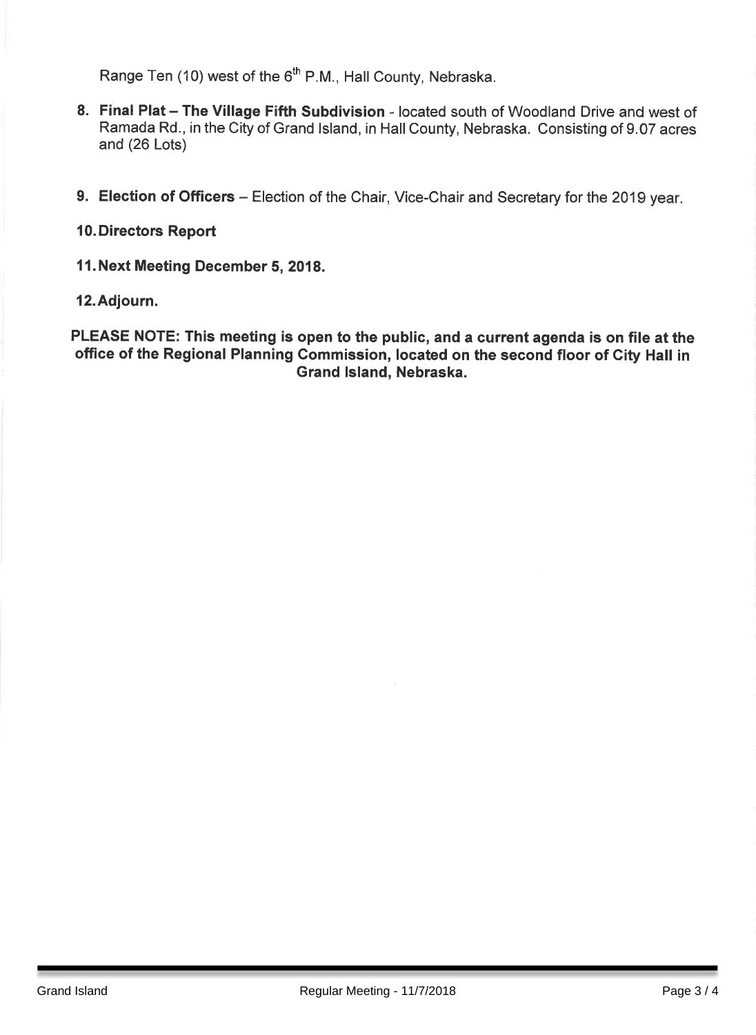Range Ten (10) west of the 6th P.M., Hall County, Nebraska.

8. **Final Plat – The Village Fifth Subdivision** - located south of Woodland Drive and west of Ramada Rd., in the City of Grand Island, in Hall County, Nebraska. Consisting of 9.07 acres and (26 Lots)

9. **Election of Officers** – Election of the Chair, Vice-Chair and Secretary for the 2019 year.

10. **Directors Report**

11. **Next Meeting December 5, 2018.**

12. **Adjourn.**

**PLEASE NOTE: This meeting is open to the public, and a current agenda is on file at the office of the Regional Planning Commission, located on the second floor of City Hall in Grand Island, Nebraska.**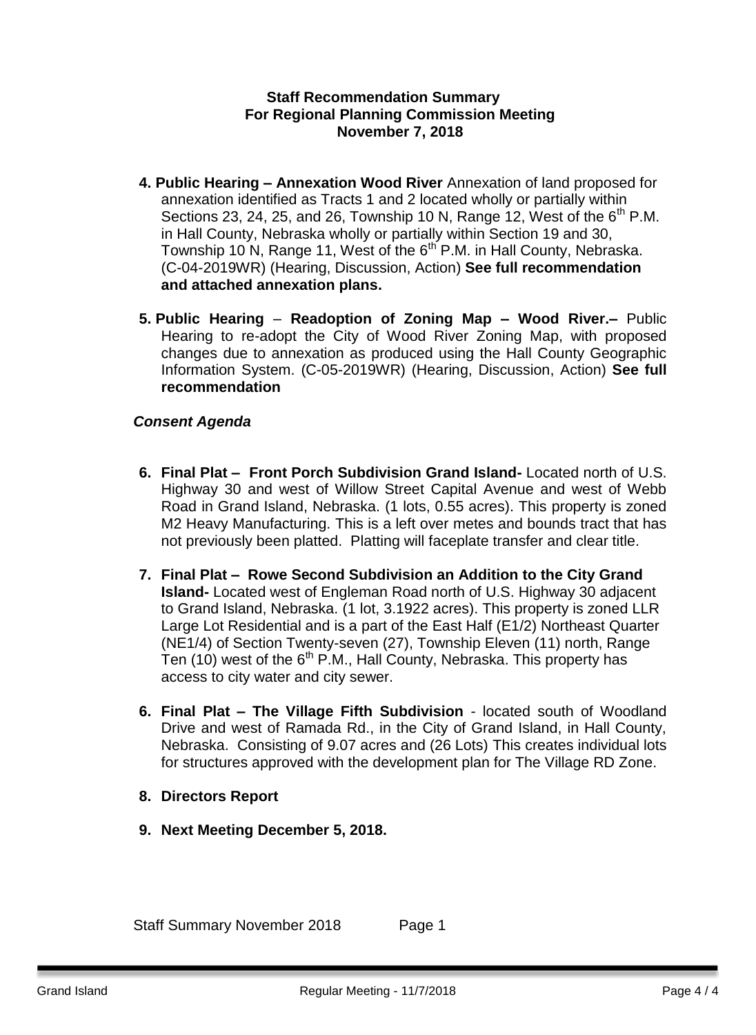**Staff Recommendation Summary**
**For Regional Planning Commission Meeting**
**November 7, 2018**

4. **Public Hearing – Annexation Wood River** Annexation of land proposed for annexation identified as Tracts 1 and 2 located wholly or partially within Sections 23, 24, 25, and 26, Township 10 N, Range 12, West of the 6th P.M. in Hall County, Nebraska wholly or partially within Section 19 and 30, Township 10 N, Range 11, West of the 6th P.M. in Hall County, Nebraska. (C-04-2019WR) (Hearing, Discussion, Action) **See full recommendation and attached annexation plans.**

5. **Public Hearing** – **Readoption of Zoning Map – Wood River.–** Public Hearing to re-adopt the City of Wood River Zoning Map, with proposed changes due to annexation as produced using the Hall County Geographic Information System. (C-05-2019WR) (Hearing, Discussion, Action) **See full recommendation**

***Consent Agenda***

6. **Final Plat – Front Porch Subdivision Grand Island-** Located north of U.S. Highway 30 and west of Willow Street Capital Avenue and west of Webb Road in Grand Island, Nebraska. (1 lots, 0.55 acres). This property is zoned M2 Heavy Manufacturing. This is a left over metes and bounds tract that has not previously been platted. Platting will faceplate transfer and clear title.

7. **Final Plat – Rowe Second Subdivision an Addition to the City Grand Island-** Located west of Engleman Road north of U.S. Highway 30 adjacent to Grand Island, Nebraska. (1 lot, 3.1922 acres). This property is zoned LLR Large Lot Residential and is a part of the East Half (E1/2) Northeast Quarter (NE1/4) of Section Twenty-seven (27), Township Eleven (11) north, Range Ten (10) west of the 6th P.M., Hall County, Nebraska. This property has access to city water and city sewer.

6. **Final Plat – The Village Fifth Subdivision** - located south of Woodland Drive and west of Ramada Rd., in the City of Grand Island, in Hall County, Nebraska. Consisting of 9.07 acres and (26 Lots) This creates individual lots for structures approved with the development plan for The Village RD Zone.

8. **Directors Report**

9. **Next Meeting December 5, 2018.**

Staff Summary November 2018 Page 1